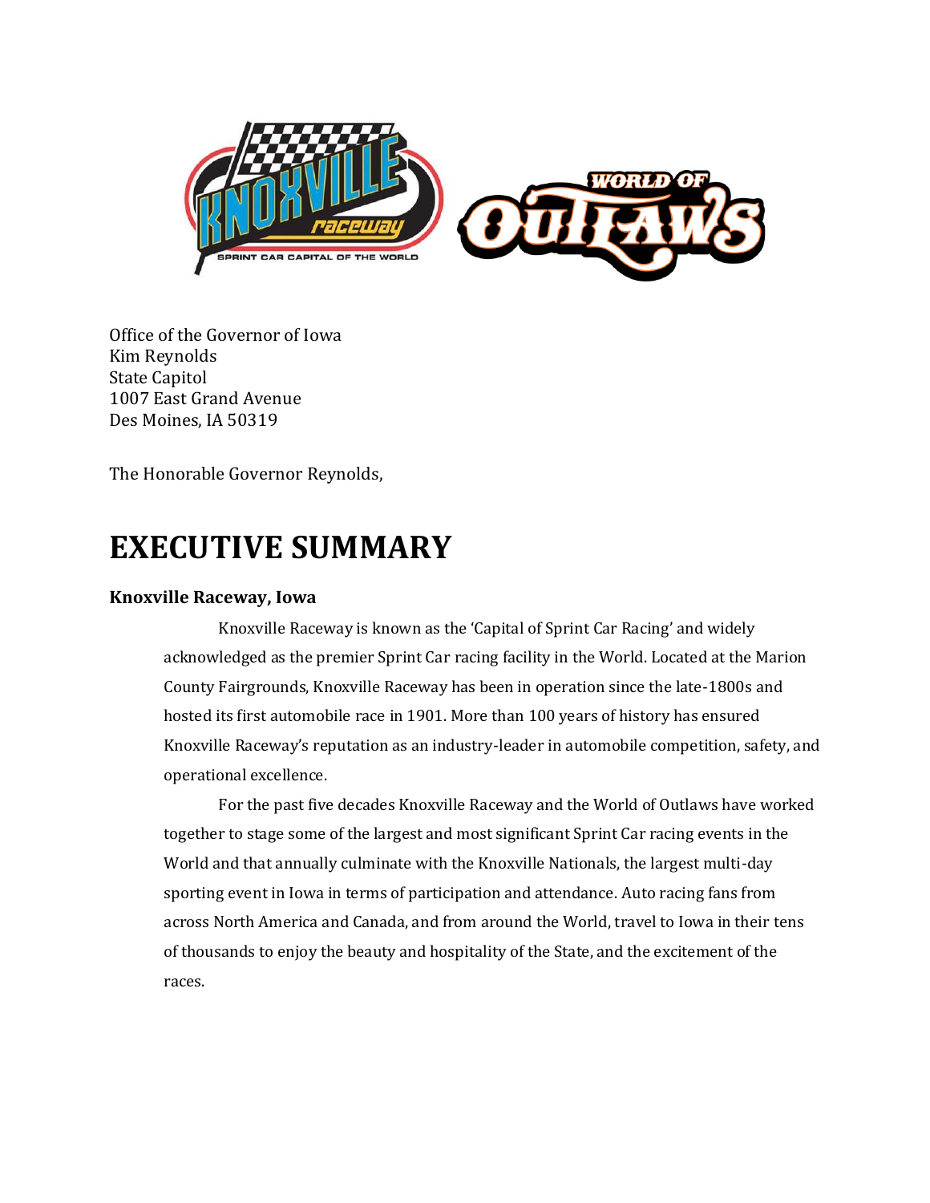Office of the Governor of Iowa
Kim Reynolds
State Capitol
1007 East Grand Avenue
Des Moines, IA 50319

The Honorable Governor Reynolds,

# EXECUTIVE SUMMARY

### Knoxville Raceway, Iowa

Knoxville Raceway is known as the 'Capital of Sprint Car Racing' and widely acknowledged as the premier Sprint Car racing facility in the World. Located at the Marion County Fairgrounds, Knoxville Raceway has been in operation since the late-1800s and hosted its first automobile race in 1901. More than 100 years of history has ensured Knoxville Raceway's reputation as an industry-leader in automobile competition, safety, and operational excellence.

For the past five decades Knoxville Raceway and the World of Outlaws have worked together to stage some of the largest and most significant Sprint Car racing events in the World and that annually culminate with the Knoxville Nationals, the largest multi-day sporting event in Iowa in terms of participation and attendance. Auto racing fans from across North America and Canada, and from around the World, travel to Iowa in their tens of thousands to enjoy the beauty and hospitality of the State, and the excitement of the races.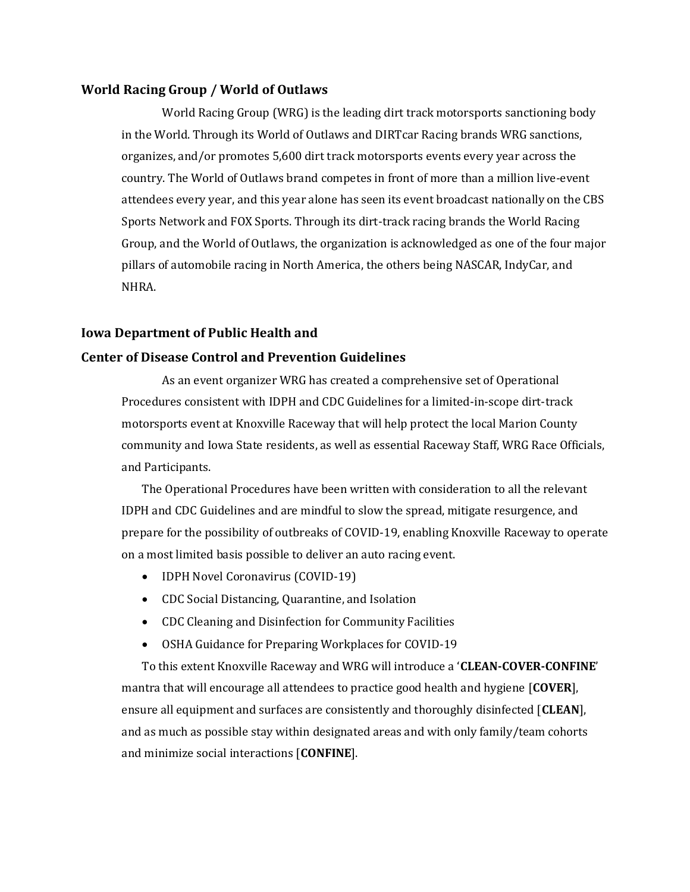## World Racing Group / World of Outlaws

World Racing Group (WRG) is the leading dirt track motorsports sanctioning body in the World. Through its World of Outlaws and DIRTcar Racing brands WRG sanctions, organizes, and/or promotes 5,600 dirt track motorsports events every year across the country. The World of Outlaws brand competes in front of more than a million live-event attendees every year, and this year alone has seen its event broadcast nationally on the CBS Sports Network and FOX Sports. Through its dirt-track racing brands the World Racing Group, and the World of Outlaws, the organization is acknowledged as one of the four major pillars of automobile racing in North America, the others being NASCAR, IndyCar, and NHRA.

## Iowa Department of Public Health and Center of Disease Control and Prevention Guidelines

As an event organizer WRG has created a comprehensive set of Operational Procedures consistent with IDPH and CDC Guidelines for a limited-in-scope dirt-track motorsports event at Knoxville Raceway that will help protect the local Marion County community and Iowa State residents, as well as essential Raceway Staff, WRG Race Officials, and Participants.

The Operational Procedures have been written with consideration to all the relevant IDPH and CDC Guidelines and are mindful to slow the spread, mitigate resurgence, and prepare for the possibility of outbreaks of COVID-19, enabling Knoxville Raceway to operate on a most limited basis possible to deliver an auto racing event.

- IDPH Novel Coronavirus (COVID-19)
- CDC Social Distancing, Quarantine, and Isolation
- CDC Cleaning and Disinfection for Community Facilities
- OSHA Guidance for Preparing Workplaces for COVID-19

To this extent Knoxville Raceway and WRG will introduce a '**CLEAN-COVER-CONFINE**' mantra that will encourage all attendees to practice good health and hygiene [**COVER**], ensure all equipment and surfaces are consistently and thoroughly disinfected [**CLEAN**], and as much as possible stay within designated areas and with only family/team cohorts and minimize social interactions [**CONFINE**].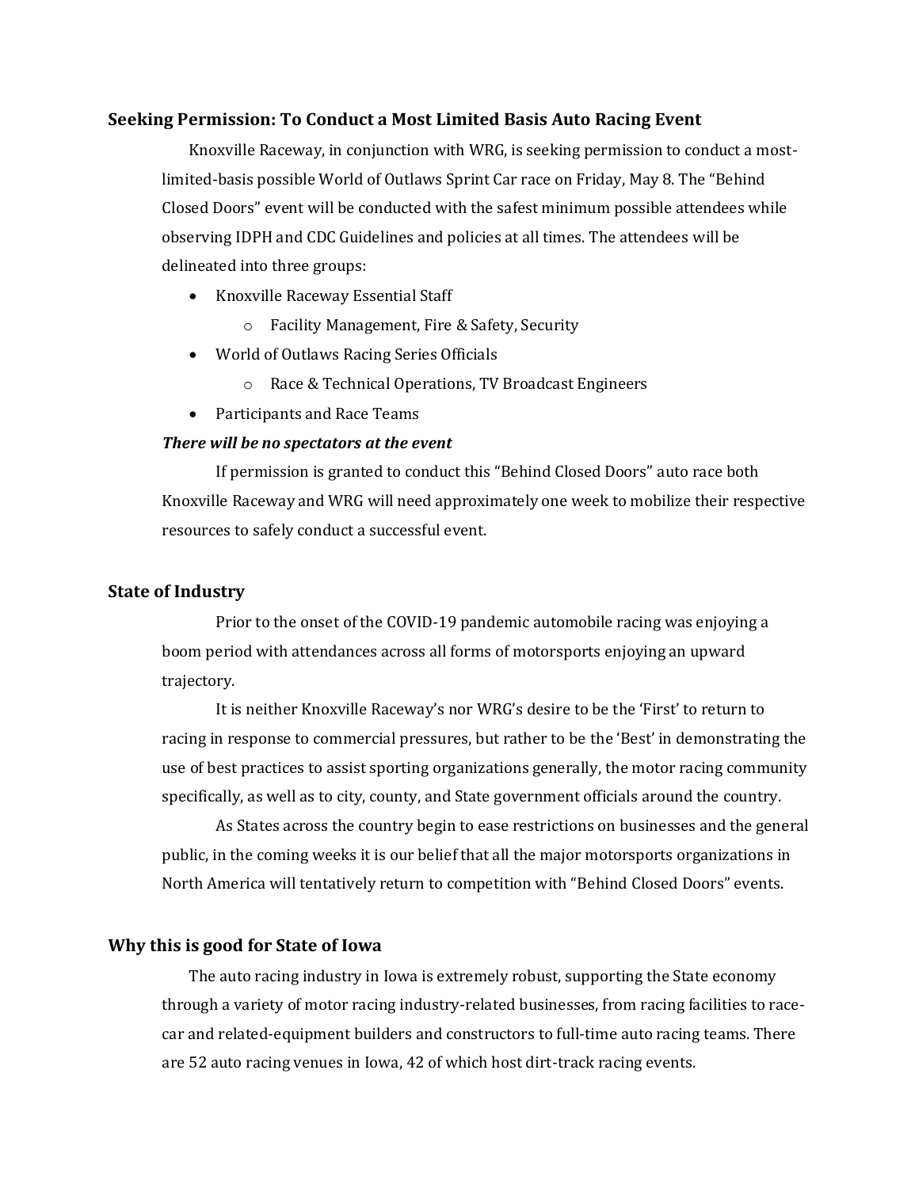### Seeking Permission: To Conduct a Most Limited Basis Auto Racing Event

Knoxville Raceway, in conjunction with WRG, is seeking permission to conduct a most-limited-basis possible World of Outlaws Sprint Car race on Friday, May 8. The "Behind Closed Doors" event will be conducted with the safest minimum possible attendees while observing IDPH and CDC Guidelines and policies at all times. The attendees will be delineated into three groups:

- Knoxville Raceway Essential Staff
  - Facility Management, Fire & Safety, Security
- World of Outlaws Racing Series Officials
  - Race & Technical Operations, TV Broadcast Engineers
- Participants and Race Teams

***There will be no spectators at the event***

If permission is granted to conduct this "Behind Closed Doors" auto race both Knoxville Raceway and WRG will need approximately one week to mobilize their respective resources to safely conduct a successful event.

### State of Industry

Prior to the onset of the COVID-19 pandemic automobile racing was enjoying a boom period with attendances across all forms of motorsports enjoying an upward trajectory.

It is neither Knoxville Raceway's nor WRG's desire to be the 'First' to return to racing in response to commercial pressures, but rather to be the 'Best' in demonstrating the use of best practices to assist sporting organizations generally, the motor racing community specifically, as well as to city, county, and State government officials around the country.

As States across the country begin to ease restrictions on businesses and the general public, in the coming weeks it is our belief that all the major motorsports organizations in North America will tentatively return to competition with "Behind Closed Doors" events.

### Why this is good for State of Iowa

The auto racing industry in Iowa is extremely robust, supporting the State economy through a variety of motor racing industry-related businesses, from racing facilities to race-car and related-equipment builders and constructors to full-time auto racing teams. There are 52 auto racing venues in Iowa, 42 of which host dirt-track racing events.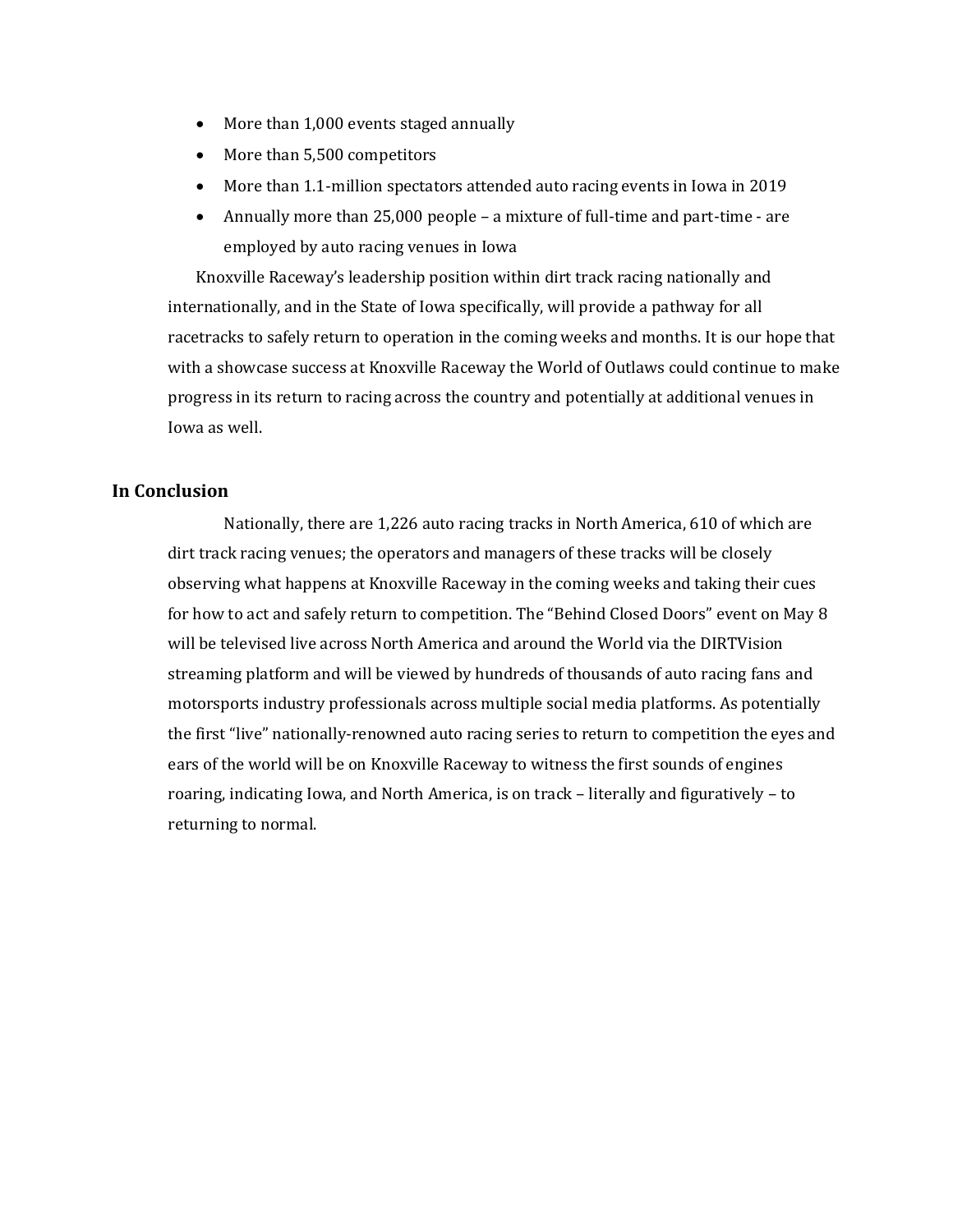- More than 1,000 events staged annually
- More than 5,500 competitors
- More than 1.1-million spectators attended auto racing events in Iowa in 2019
- Annually more than 25,000 people – a mixture of full-time and part-time - are employed by auto racing venues in Iowa

Knoxville Raceway's leadership position within dirt track racing nationally and internationally, and in the State of Iowa specifically, will provide a pathway for all racetracks to safely return to operation in the coming weeks and months. It is our hope that with a showcase success at Knoxville Raceway the World of Outlaws could continue to make progress in its return to racing across the country and potentially at additional venues in Iowa as well.

## In Conclusion

Nationally, there are 1,226 auto racing tracks in North America, 610 of which are dirt track racing venues; the operators and managers of these tracks will be closely observing what happens at Knoxville Raceway in the coming weeks and taking their cues for how to act and safely return to competition. The "Behind Closed Doors" event on May 8 will be televised live across North America and around the World via the DIRTVision streaming platform and will be viewed by hundreds of thousands of auto racing fans and motorsports industry professionals across multiple social media platforms. As potentially the first "live" nationally-renowned auto racing series to return to competition the eyes and ears of the world will be on Knoxville Raceway to witness the first sounds of engines roaring, indicating Iowa, and North America, is on track – literally and figuratively – to returning to normal.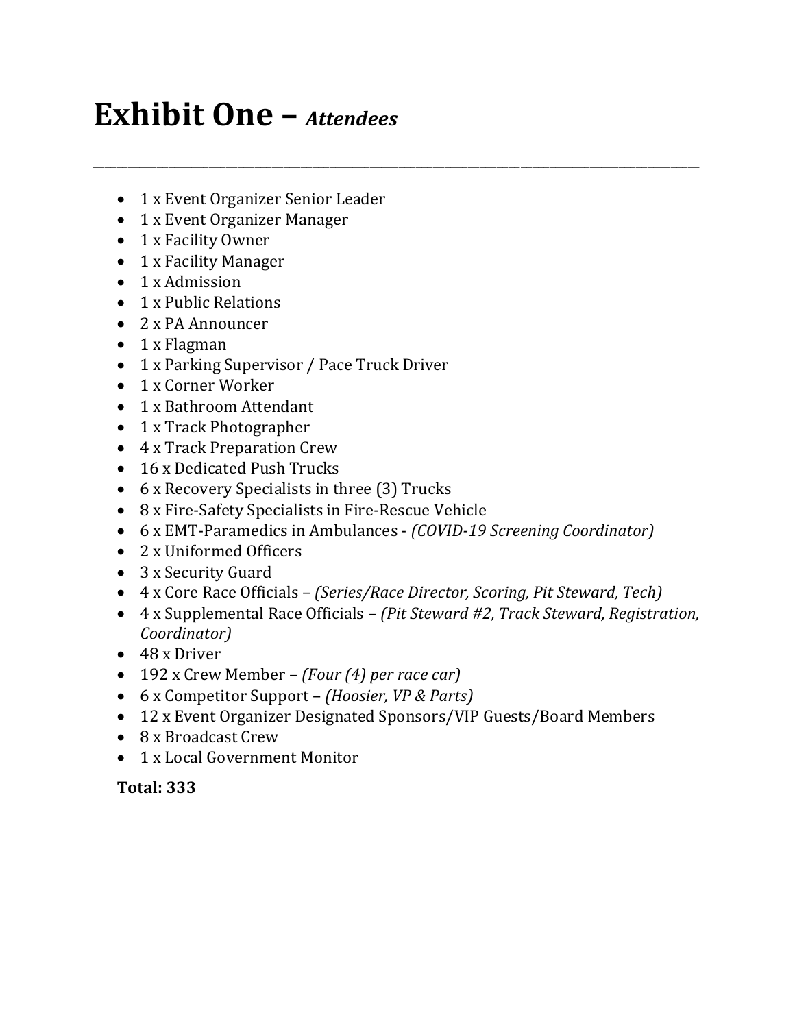# Exhibit One – *Attendees*

---

- 1 x Event Organizer Senior Leader
- 1 x Event Organizer Manager
- 1 x Facility Owner
- 1 x Facility Manager
- 1 x Admission
- 1 x Public Relations
- 2 x PA Announcer
- 1 x Flagman
- 1 x Parking Supervisor / Pace Truck Driver
- 1 x Corner Worker
- 1 x Bathroom Attendant
- 1 x Track Photographer
- 4 x Track Preparation Crew
- 16 x Dedicated Push Trucks
- 6 x Recovery Specialists in three (3) Trucks
- 8 x Fire-Safety Specialists in Fire-Rescue Vehicle
- 6 x EMT-Paramedics in Ambulances - *(COVID-19 Screening Coordinator)*
- 2 x Uniformed Officers
- 3 x Security Guard
- 4 x Core Race Officials – *(Series/Race Director, Scoring, Pit Steward, Tech)*
- 4 x Supplemental Race Officials – *(Pit Steward #2, Track Steward, Registration, Coordinator)*
- 48 x Driver
- 192 x Crew Member – *(Four (4) per race car)*
- 6 x Competitor Support – *(Hoosier, VP & Parts)*
- 12 x Event Organizer Designated Sponsors/VIP Guests/Board Members
- 8 x Broadcast Crew
- 1 x Local Government Monitor

**Total: 333**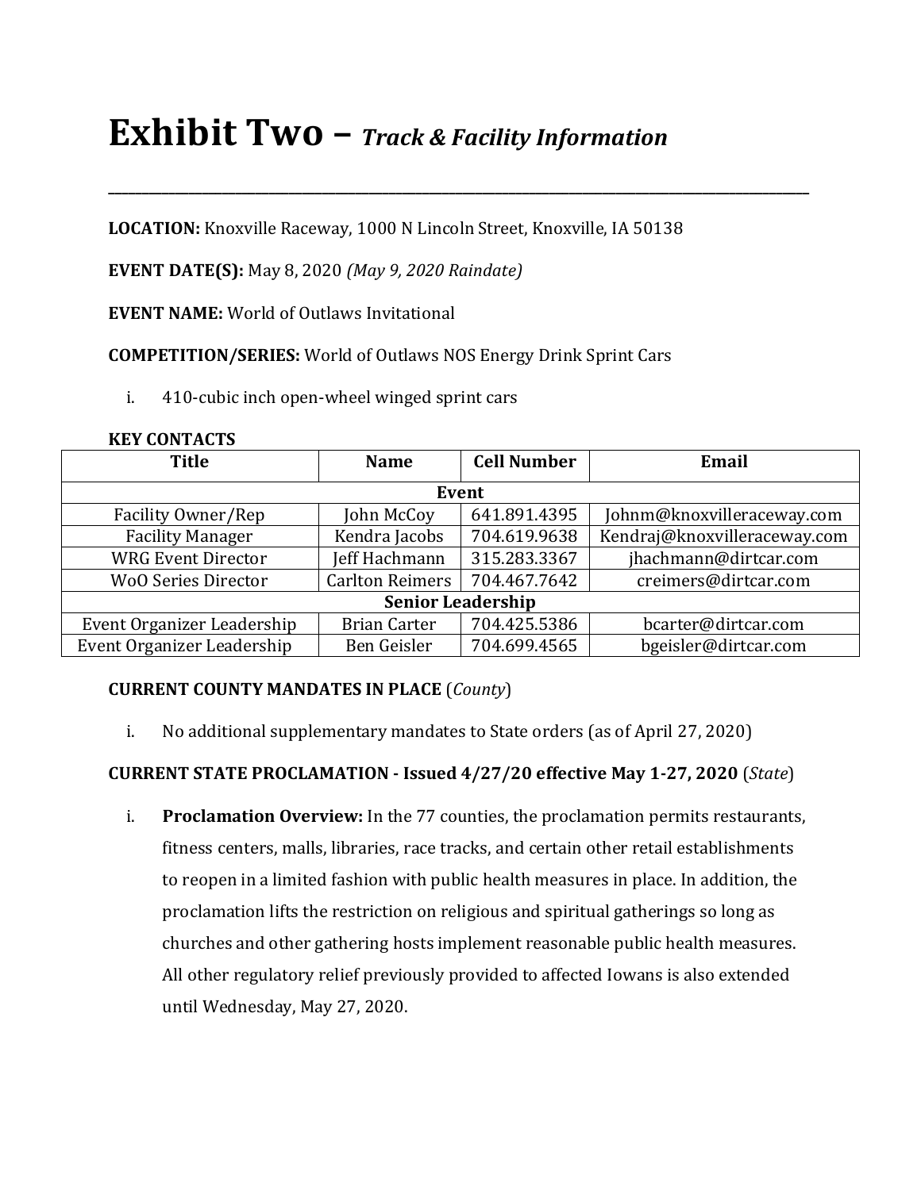# Exhibit Two – *Track & Facility Information*

---

**LOCATION:** Knoxville Raceway, 1000 N Lincoln Street, Knoxville, IA 50138

**EVENT DATE(S):** May 8, 2020 *(May 9, 2020 Raindate)*

**EVENT NAME:** World of Outlaws Invitational

**COMPETITION/SERIES:** World of Outlaws NOS Energy Drink Sprint Cars

i. 410-cubic inch open-wheel winged sprint cars

**KEY CONTACTS**

| Title | Name | Cell Number | Email |
|---|---|---|---|
| **Event** | | | |
| Facility Owner/Rep | John McCoy | 641.891.4395 | Johnm@knoxvilleraceway.com |
| Facility Manager | Kendra Jacobs | 704.619.9638 | Kendraj@knoxvilleraceway.com |
| WRG Event Director | Jeff Hachmann | 315.283.3367 | jhachmann@dirtcar.com |
| WoO Series Director | Carlton Reimers | 704.467.7642 | creimers@dirtcar.com |
| **Senior Leadership** | | | |
| Event Organizer Leadership | Brian Carter | 704.425.5386 | bcarter@dirtcar.com |
| Event Organizer Leadership | Ben Geisler | 704.699.4565 | bgeisler@dirtcar.com |

**CURRENT COUNTY MANDATES IN PLACE** (*County*)

i. No additional supplementary mandates to State orders (as of April 27, 2020)

**CURRENT STATE PROCLAMATION - Issued 4/27/20 effective May 1-27, 2020** (*State*)

i. **Proclamation Overview:** In the 77 counties, the proclamation permits restaurants, fitness centers, malls, libraries, race tracks, and certain other retail establishments to reopen in a limited fashion with public health measures in place. In addition, the proclamation lifts the restriction on religious and spiritual gatherings so long as churches and other gathering hosts implement reasonable public health measures. All other regulatory relief previously provided to affected Iowans is also extended until Wednesday, May 27, 2020.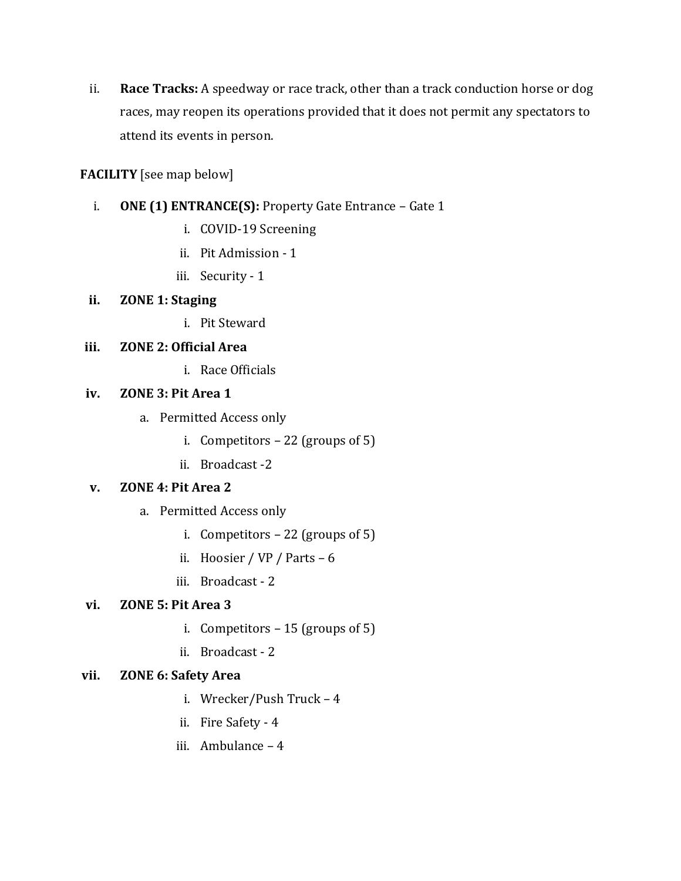ii. **Race Tracks:** A speedway or race track, other than a track conduction horse or dog races, may reopen its operations provided that it does not permit any spectators to attend its events in person.

**FACILITY** [see map below]

i. **ONE (1) ENTRANCE(S):** Property Gate Entrance – Gate 1
    - i. COVID-19 Screening
    - ii. Pit Admission - 1
    - iii. Security - 1

ii. **ZONE 1: Staging**
    - i. Pit Steward

iii. **ZONE 2: Official Area**
    - i. Race Officials

iv. **ZONE 3: Pit Area 1**
    - a. Permitted Access only
        - i. Competitors – 22 (groups of 5)
        - ii. Broadcast -2

v. **ZONE 4: Pit Area 2**
    - a. Permitted Access only
        - i. Competitors – 22 (groups of 5)
        - ii. Hoosier / VP / Parts – 6
        - iii. Broadcast - 2

vi. **ZONE 5: Pit Area 3**
    - i. Competitors – 15 (groups of 5)
    - ii. Broadcast - 2

vii. **ZONE 6: Safety Area**
    - i. Wrecker/Push Truck – 4
    - ii. Fire Safety - 4
    - iii. Ambulance – 4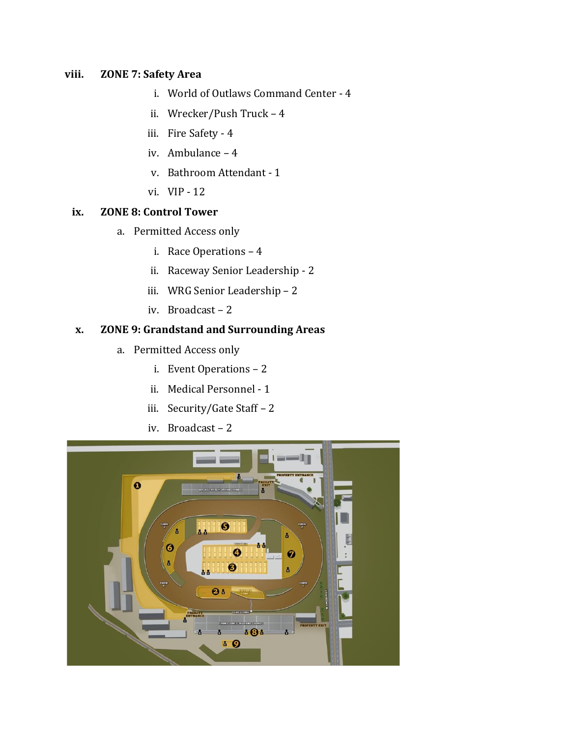viii. **ZONE 7: Safety Area**

   i. World of Outlaws Command Center - 4
   ii. Wrecker/Push Truck – 4
   iii. Fire Safety - 4
   iv. Ambulance – 4
   v. Bathroom Attendant - 1
   vi. VIP - 12

ix. **ZONE 8: Control Tower**

   a. Permitted Access only
      i. Race Operations – 4
      ii. Raceway Senior Leadership - 2
      iii. WRG Senior Leadership – 2
      iv. Broadcast – 2

x. **ZONE 9: Grandstand and Surrounding Areas**

   a. Permitted Access only
      i. Event Operations – 2
      ii. Medical Personnel - 1
      iii. Security/Gate Staff – 2
      iv. Broadcast – 2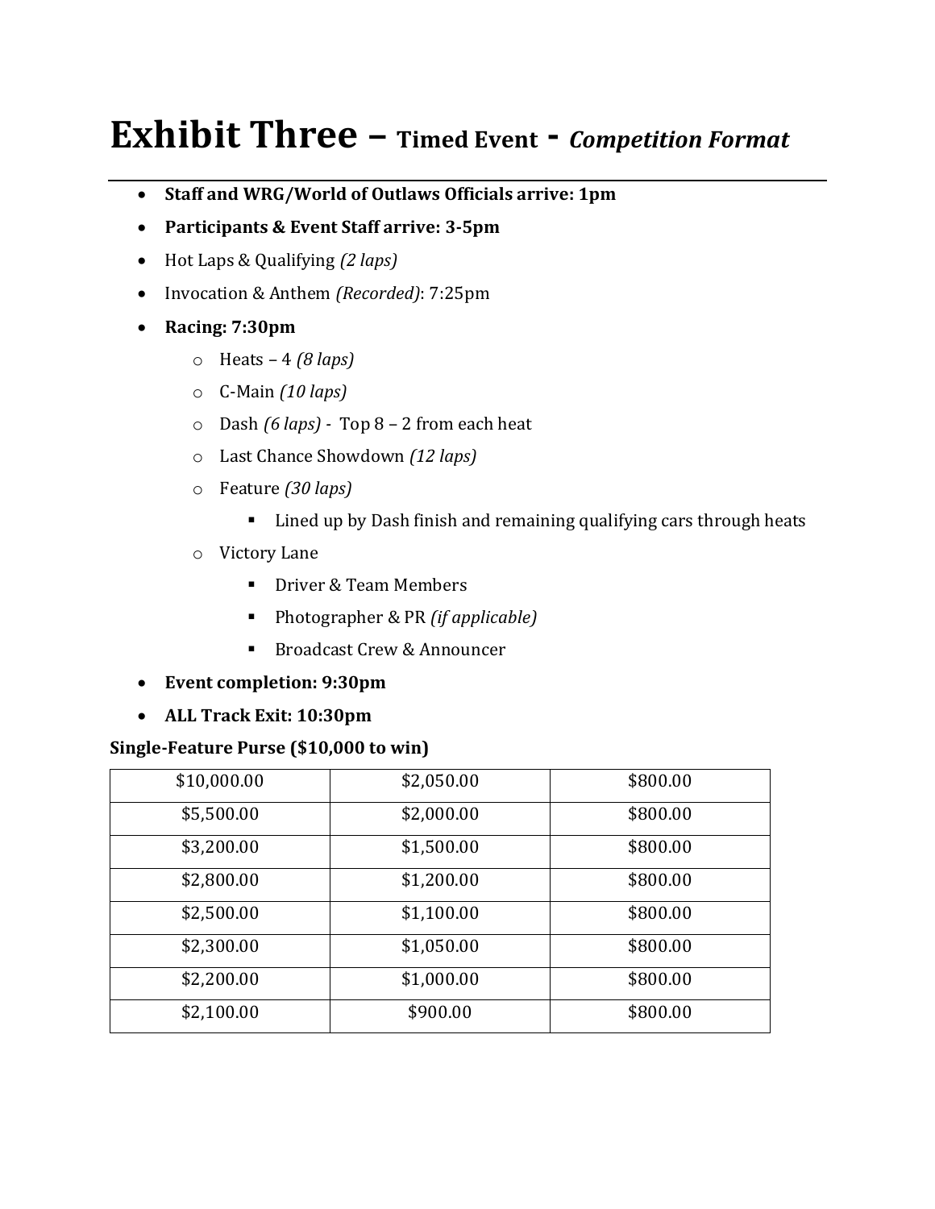# Exhibit Three – Timed Event - *Competition Format*

- **Staff and WRG/World of Outlaws Officials arrive: 1pm**
- **Participants & Event Staff arrive: 3-5pm**
- Hot Laps & Qualifying *(2 laps)*
- Invocation & Anthem *(Recorded)*: 7:25pm
- **Racing: 7:30pm**
    - Heats – 4 *(8 laps)*
    - C-Main *(10 laps)*
    - Dash *(6 laps)* - Top 8 – 2 from each heat
    - Last Chance Showdown *(12 laps)*
    - Feature *(30 laps)*
        - Lined up by Dash finish and remaining qualifying cars through heats
    - Victory Lane
        - Driver & Team Members
        - Photographer & PR *(if applicable)*
        - Broadcast Crew & Announcer
- **Event completion: 9:30pm**
- **ALL Track Exit: 10:30pm**

**Single-Feature Purse ($10,000 to win)**

| | | |
|---|---|---|
| $10,000.00 | $2,050.00 | $800.00 |
| $5,500.00 | $2,000.00 | $800.00 |
| $3,200.00 | $1,500.00 | $800.00 |
| $2,800.00 | $1,200.00 | $800.00 |
| $2,500.00 | $1,100.00 | $800.00 |
| $2,300.00 | $1,050.00 | $800.00 |
| $2,200.00 | $1,000.00 | $800.00 |
| $2,100.00 | $900.00 | $800.00 |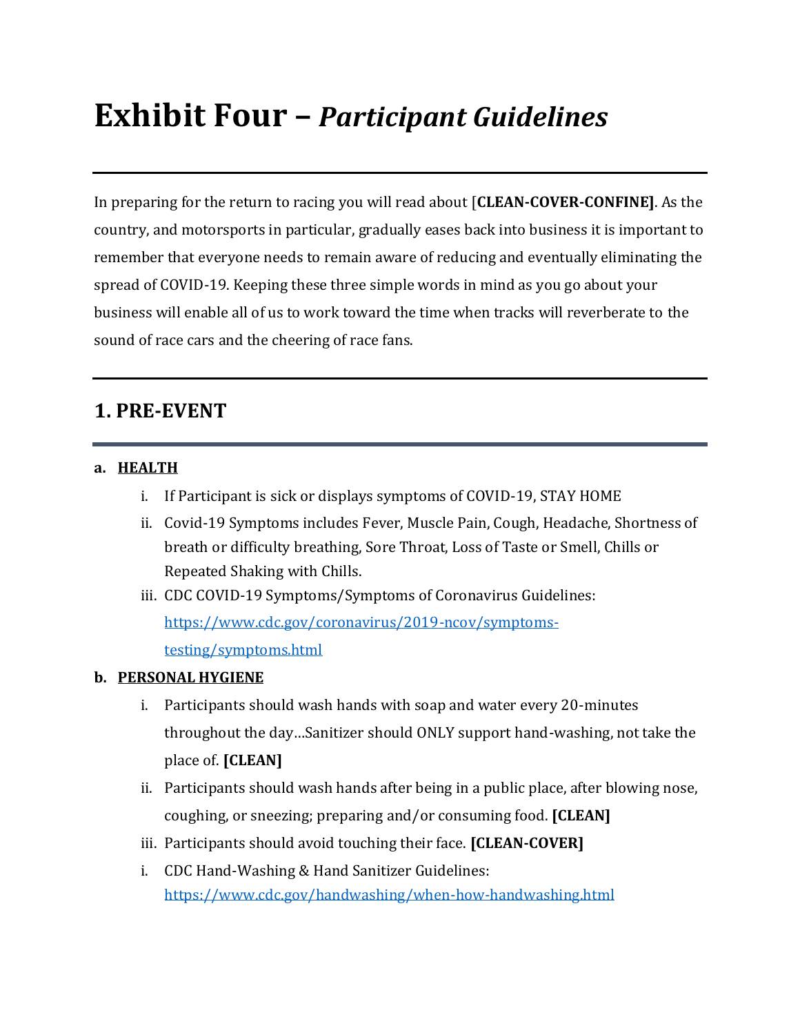# Exhibit Four – *Participant Guidelines*

---

In preparing for the return to racing you will read about [**CLEAN-COVER-CONFINE]**. As the country, and motorsports in particular, gradually eases back into business it is important to remember that everyone needs to remain aware of reducing and eventually eliminating the spread of COVID-19. Keeping these three simple words in mind as you go about your business will enable all of us to work toward the time when tracks will reverberate to the sound of race cars and the cheering of race fans.

---

## 1. PRE-EVENT

**a. <u>HEALTH</u>**

- i. If Participant is sick or displays symptoms of COVID-19, STAY HOME
- ii. Covid-19 Symptoms includes Fever, Muscle Pain, Cough, Headache, Shortness of breath or difficulty breathing, Sore Throat, Loss of Taste or Smell, Chills or Repeated Shaking with Chills.
- iii. CDC COVID-19 Symptoms/Symptoms of Coronavirus Guidelines: [https://www.cdc.gov/coronavirus/2019-ncov/symptoms-testing/symptoms.html](https://www.cdc.gov/coronavirus/2019-ncov/symptoms-testing/symptoms.html)

**b. <u>PERSONAL HYGIENE</u>**

- i. Participants should wash hands with soap and water every 20-minutes throughout the day…Sanitizer should ONLY support hand-washing, not take the place of. **[CLEAN]**
- ii. Participants should wash hands after being in a public place, after blowing nose, coughing, or sneezing; preparing and/or consuming food. **[CLEAN]**
- iii. Participants should avoid touching their face. **[CLEAN-COVER]**
- i. CDC Hand-Washing & Hand Sanitizer Guidelines: [https://www.cdc.gov/handwashing/when-how-handwashing.html](https://www.cdc.gov/handwashing/when-how-handwashing.html)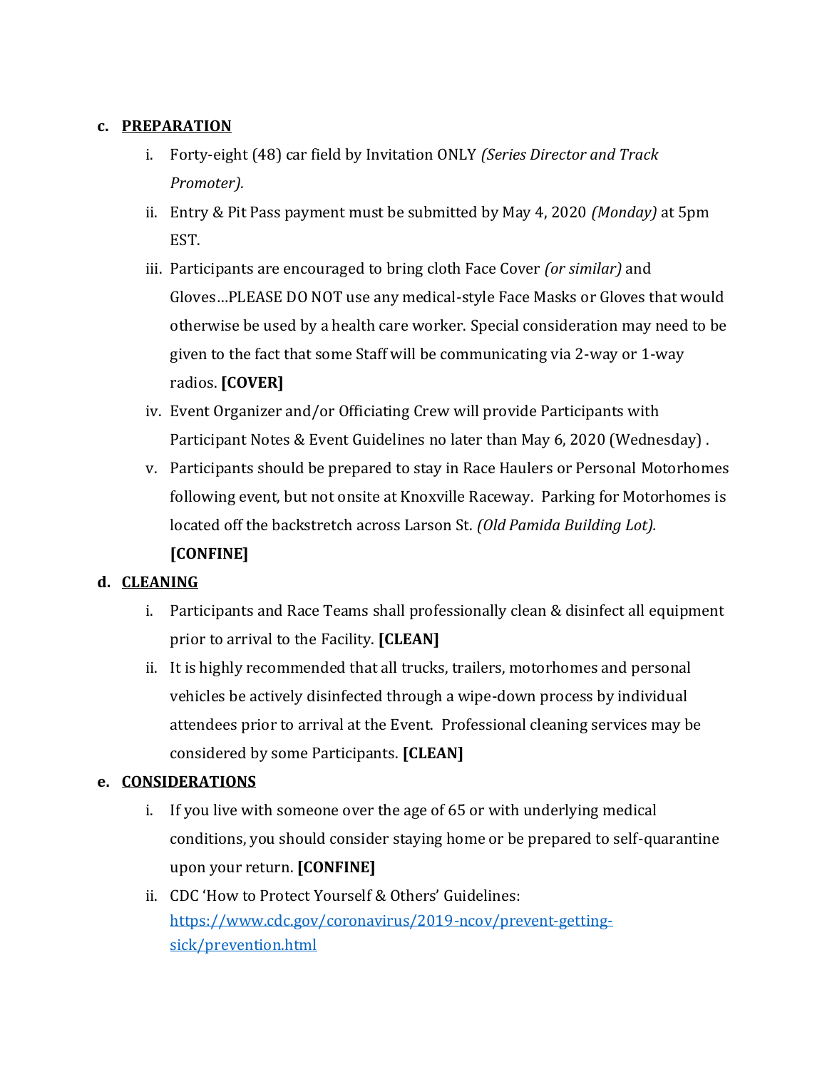c. **<u>PREPARATION</u>**

   i. Forty-eight (48) car field by Invitation ONLY *(Series Director and Track Promoter).*

   ii. Entry & Pit Pass payment must be submitted by May 4, 2020 *(Monday)* at 5pm EST.

   iii. Participants are encouraged to bring cloth Face Cover *(or similar)* and Gloves…PLEASE DO NOT use any medical-style Face Masks or Gloves that would otherwise be used by a health care worker. Special consideration may need to be given to the fact that some Staff will be communicating via 2-way or 1-way radios. **[COVER]**

   iv. Event Organizer and/or Officiating Crew will provide Participants with Participant Notes & Event Guidelines no later than May 6, 2020 (Wednesday) .

   v. Participants should be prepared to stay in Race Haulers or Personal Motorhomes following event, but not onsite at Knoxville Raceway. Parking for Motorhomes is located off the backstretch across Larson St. *(Old Pamida Building Lot).* **[CONFINE]**

d. **<u>CLEANING</u>**

   i. Participants and Race Teams shall professionally clean & disinfect all equipment prior to arrival to the Facility. **[CLEAN]**

   ii. It is highly recommended that all trucks, trailers, motorhomes and personal vehicles be actively disinfected through a wipe-down process by individual attendees prior to arrival at the Event. Professional cleaning services may be considered by some Participants. **[CLEAN]**

e. **<u>CONSIDERATIONS</u>**

   i. If you live with someone over the age of 65 or with underlying medical conditions, you should consider staying home or be prepared to self-quarantine upon your return. **[CONFINE]**

   ii. CDC 'How to Protect Yourself & Others' Guidelines: [https://www.cdc.gov/coronavirus/2019-ncov/prevent-getting-sick/prevention.html](https://www.cdc.gov/coronavirus/2019-ncov/prevent-getting-sick/prevention.html)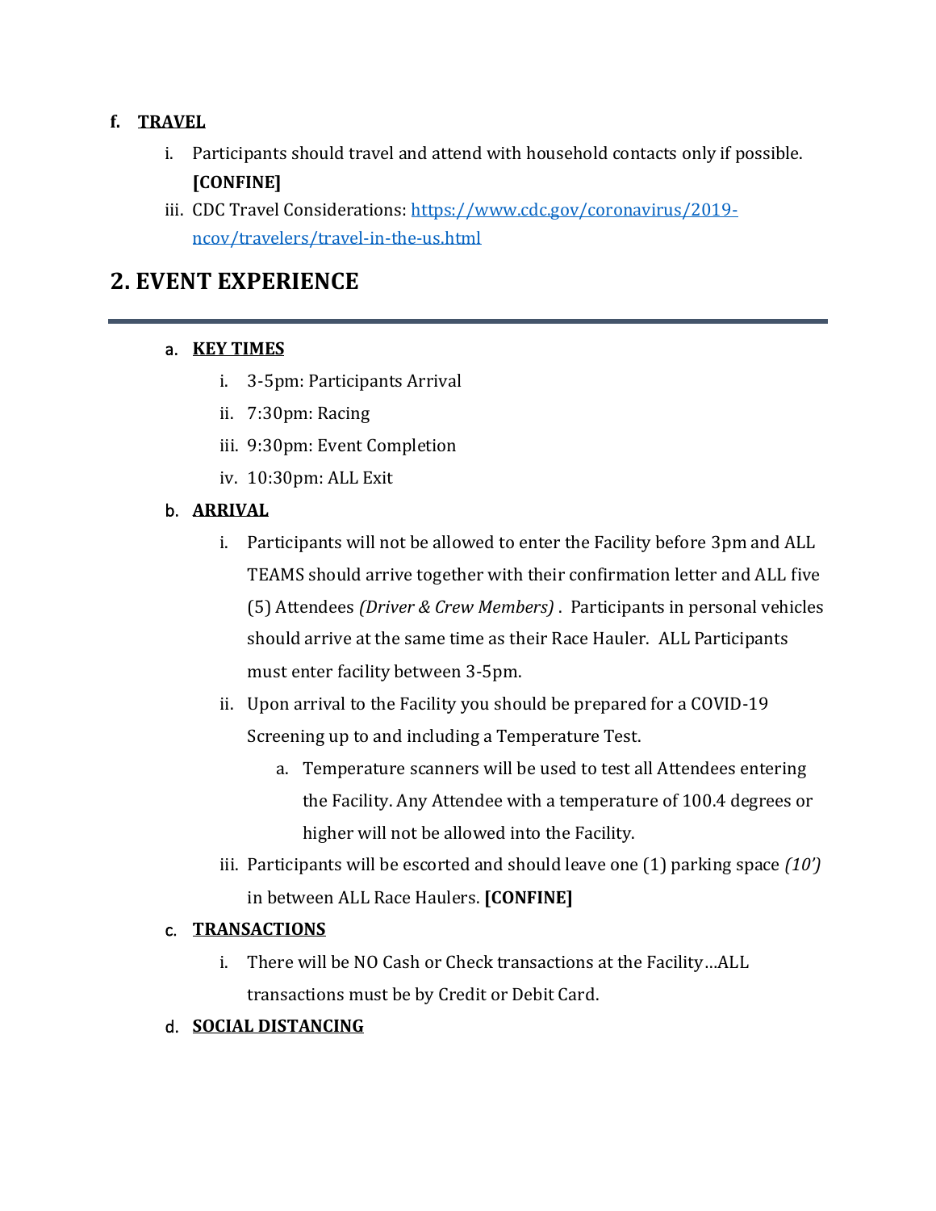**f. TRAVEL**

i. Participants should travel and attend with household contacts only if possible. **[CONFINE]**

iii. CDC Travel Considerations: [https://www.cdc.gov/coronavirus/2019-ncov/travelers/travel-in-the-us.html](https://www.cdc.gov/coronavirus/2019-ncov/travelers/travel-in-the-us.html)

## 2. EVENT EXPERIENCE

**a. KEY TIMES**

i. 3-5pm: Participants Arrival

ii. 7:30pm: Racing

iii. 9:30pm: Event Completion

iv. 10:30pm: ALL Exit

**b. ARRIVAL**

i. Participants will not be allowed to enter the Facility before 3pm and ALL TEAMS should arrive together with their confirmation letter and ALL five (5) Attendees *(Driver & Crew Members)* . Participants in personal vehicles should arrive at the same time as their Race Hauler. ALL Participants must enter facility between 3-5pm.

ii. Upon arrival to the Facility you should be prepared for a COVID-19 Screening up to and including a Temperature Test.

a. Temperature scanners will be used to test all Attendees entering the Facility. Any Attendee with a temperature of 100.4 degrees or higher will not be allowed into the Facility.

iii. Participants will be escorted and should leave one (1) parking space *(10')* in between ALL Race Haulers. **[CONFINE]**

**c. TRANSACTIONS**

i. There will be NO Cash or Check transactions at the Facility…ALL transactions must be by Credit or Debit Card.

**d. SOCIAL DISTANCING**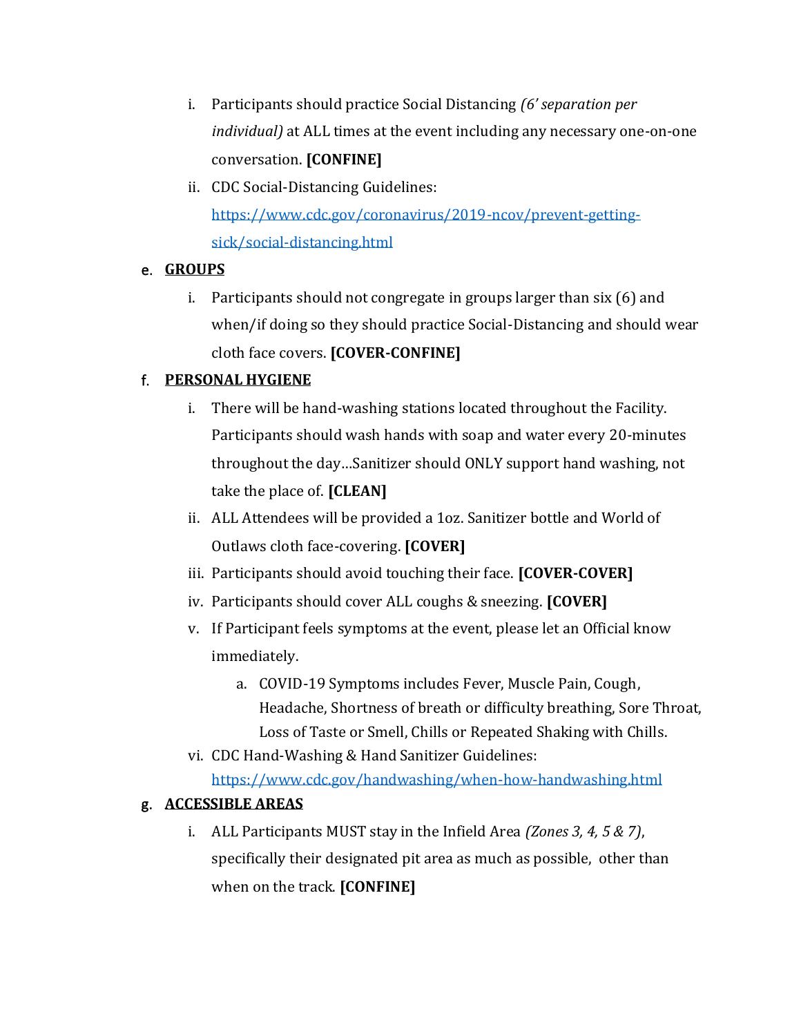i. Participants should practice Social Distancing *(6' separation per individual)* at ALL times at the event including any necessary one-on-one conversation. **[CONFINE]**

ii. CDC Social-Distancing Guidelines: [https://www.cdc.gov/coronavirus/2019-ncov/prevent-getting-sick/social-distancing.html](https://www.cdc.gov/coronavirus/2019-ncov/prevent-getting-sick/social-distancing.html)

e. **GROUPS**

i. Participants should not congregate in groups larger than six (6) and when/if doing so they should practice Social-Distancing and should wear cloth face covers. **[COVER-CONFINE]**

f. **PERSONAL HYGIENE**

i. There will be hand-washing stations located throughout the Facility. Participants should wash hands with soap and water every 20-minutes throughout the day…Sanitizer should ONLY support hand washing, not take the place of. **[CLEAN]**

ii. ALL Attendees will be provided a 1oz. Sanitizer bottle and World of Outlaws cloth face-covering. **[COVER]**

iii. Participants should avoid touching their face. **[COVER-COVER]**

iv. Participants should cover ALL coughs & sneezing. **[COVER]**

v. If Participant feels symptoms at the event, please let an Official know immediately.

   a. COVID-19 Symptoms includes Fever, Muscle Pain, Cough, Headache, Shortness of breath or difficulty breathing, Sore Throat, Loss of Taste or Smell, Chills or Repeated Shaking with Chills.

vi. CDC Hand-Washing & Hand Sanitizer Guidelines: [https://www.cdc.gov/handwashing/when-how-handwashing.html](https://www.cdc.gov/handwashing/when-how-handwashing.html)

g. **ACCESSIBLE AREAS**

i. ALL Participants MUST stay in the Infield Area *(Zones 3, 4, 5 & 7)*, specifically their designated pit area as much as possible, other than when on the track. **[CONFINE]**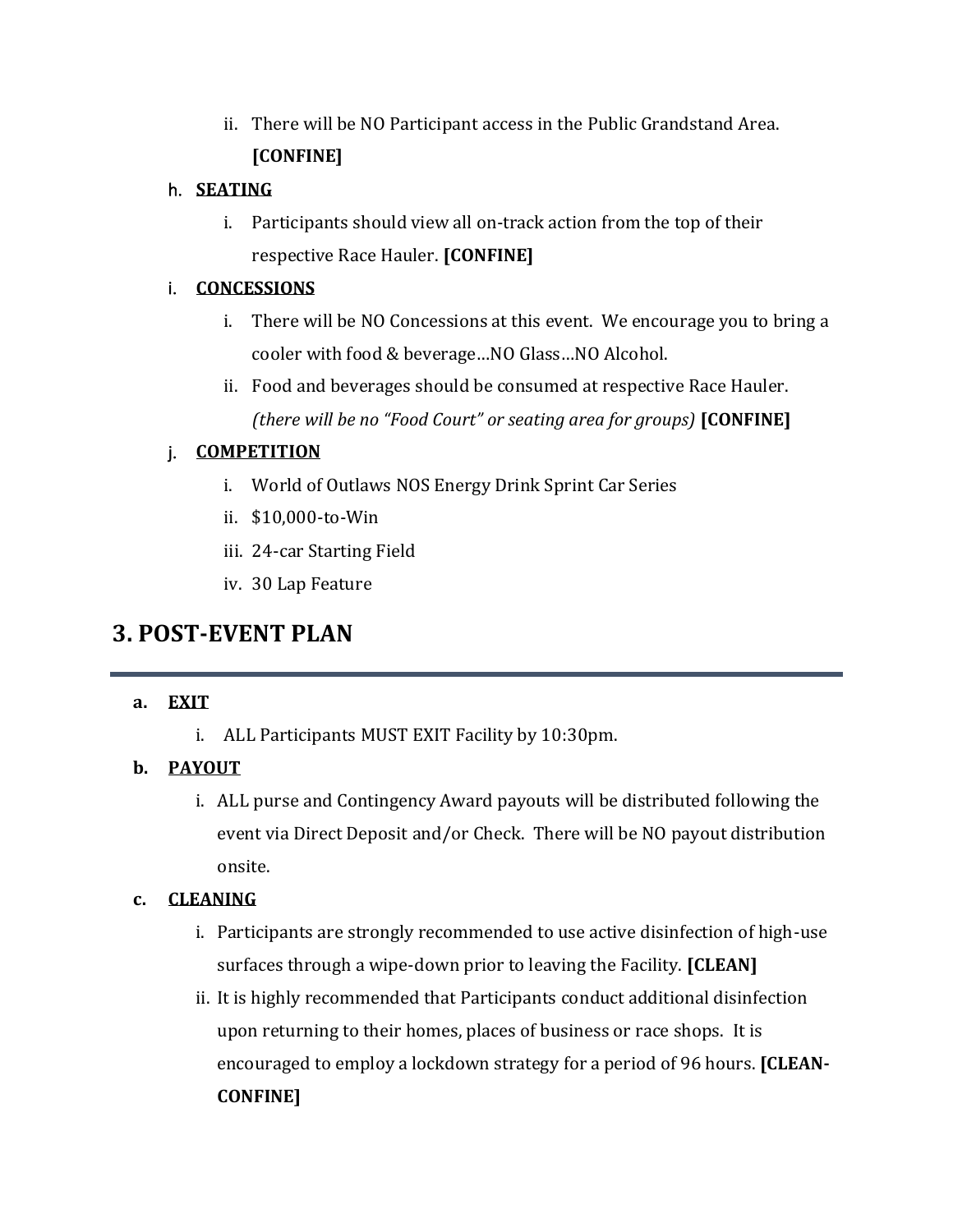ii. There will be NO Participant access in the Public Grandstand Area. **[CONFINE]**

h. **SEATING**

i. Participants should view all on-track action from the top of their respective Race Hauler. **[CONFINE]**

i. **CONCESSIONS**

i. There will be NO Concessions at this event. We encourage you to bring a cooler with food & beverage…NO Glass…NO Alcohol.

ii. Food and beverages should be consumed at respective Race Hauler. *(there will be no "Food Court" or seating area for groups)* **[CONFINE]**

j. **COMPETITION**

i. World of Outlaws NOS Energy Drink Sprint Car Series

ii. $10,000-to-Win

iii. 24-car Starting Field

iv. 30 Lap Feature

# 3. POST-EVENT PLAN

**a. EXIT**

i. ALL Participants MUST EXIT Facility by 10:30pm.

**b. PAYOUT**

i. ALL purse and Contingency Award payouts will be distributed following the event via Direct Deposit and/or Check. There will be NO payout distribution onsite.

**c. CLEANING**

i. Participants are strongly recommended to use active disinfection of high-use surfaces through a wipe-down prior to leaving the Facility. **[CLEAN]**

ii. It is highly recommended that Participants conduct additional disinfection upon returning to their homes, places of business or race shops. It is encouraged to employ a lockdown strategy for a period of 96 hours. **[CLEAN-CONFINE]**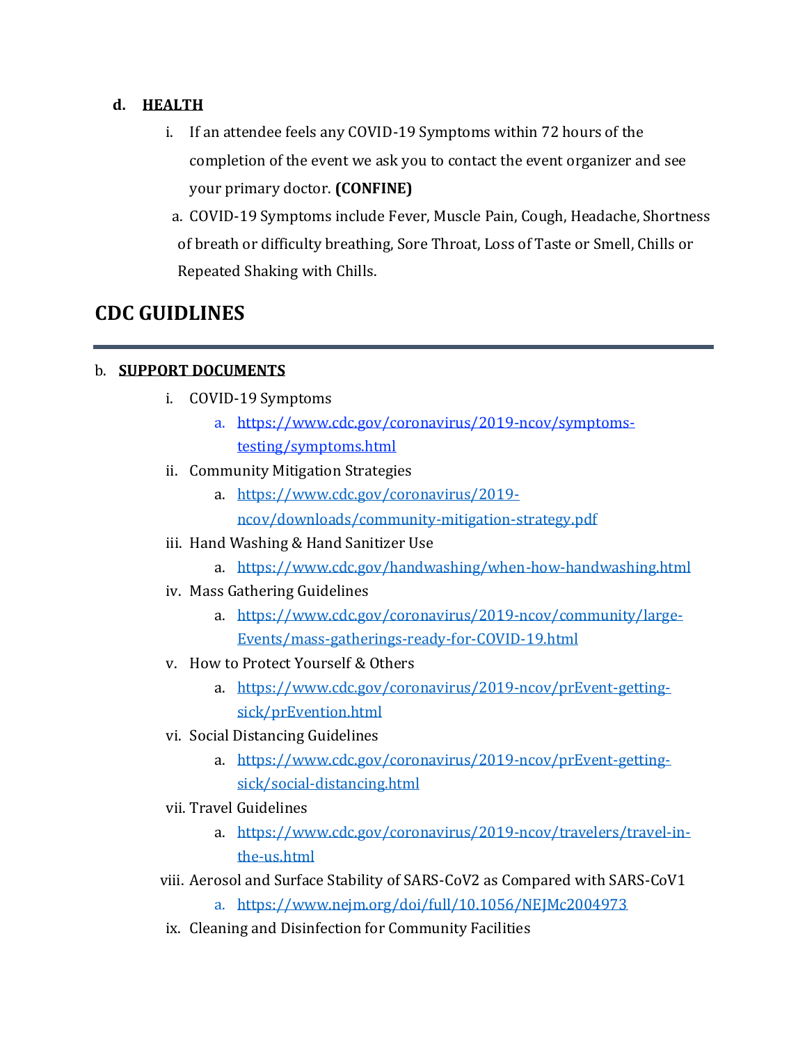d. **HEALTH**

i. If an attendee feels any COVID-19 Symptoms within 72 hours of the completion of the event we ask you to contact the event organizer and see your primary doctor. **(CONFINE)**

a. COVID-19 Symptoms include Fever, Muscle Pain, Cough, Headache, Shortness of breath or difficulty breathing, Sore Throat, Loss of Taste or Smell, Chills or Repeated Shaking with Chills.

# CDC GUIDLINES

---

b. **SUPPORT DOCUMENTS**

i. COVID-19 Symptoms
   a. [https://www.cdc.gov/coronavirus/2019-ncov/symptoms-testing/symptoms.html](https://www.cdc.gov/coronavirus/2019-ncov/symptoms-testing/symptoms.html)

ii. Community Mitigation Strategies
   a. [https://www.cdc.gov/coronavirus/2019-ncov/downloads/community-mitigation-strategy.pdf](https://www.cdc.gov/coronavirus/2019-ncov/downloads/community-mitigation-strategy.pdf)

iii. Hand Washing & Hand Sanitizer Use
   a. [https://www.cdc.gov/handwashing/when-how-handwashing.html](https://www.cdc.gov/handwashing/when-how-handwashing.html)

iv. Mass Gathering Guidelines
   a. [https://www.cdc.gov/coronavirus/2019-ncov/community/large-Events/mass-gatherings-ready-for-COVID-19.html](https://www.cdc.gov/coronavirus/2019-ncov/community/large-Events/mass-gatherings-ready-for-COVID-19.html)

v. How to Protect Yourself & Others
   a. [https://www.cdc.gov/coronavirus/2019-ncov/prEvent-getting-sick/prEvention.html](https://www.cdc.gov/coronavirus/2019-ncov/prEvent-getting-sick/prEvention.html)

vi. Social Distancing Guidelines
   a. [https://www.cdc.gov/coronavirus/2019-ncov/prEvent-getting-sick/social-distancing.html](https://www.cdc.gov/coronavirus/2019-ncov/prEvent-getting-sick/social-distancing.html)

vii. Travel Guidelines
   a. [https://www.cdc.gov/coronavirus/2019-ncov/travelers/travel-in-the-us.html](https://www.cdc.gov/coronavirus/2019-ncov/travelers/travel-in-the-us.html)

viii. Aerosol and Surface Stability of SARS-CoV2 as Compared with SARS-CoV1
   a. [https://www.nejm.org/doi/full/10.1056/NEJMc2004973](https://www.nejm.org/doi/full/10.1056/NEJMc2004973)

ix. Cleaning and Disinfection for Community Facilities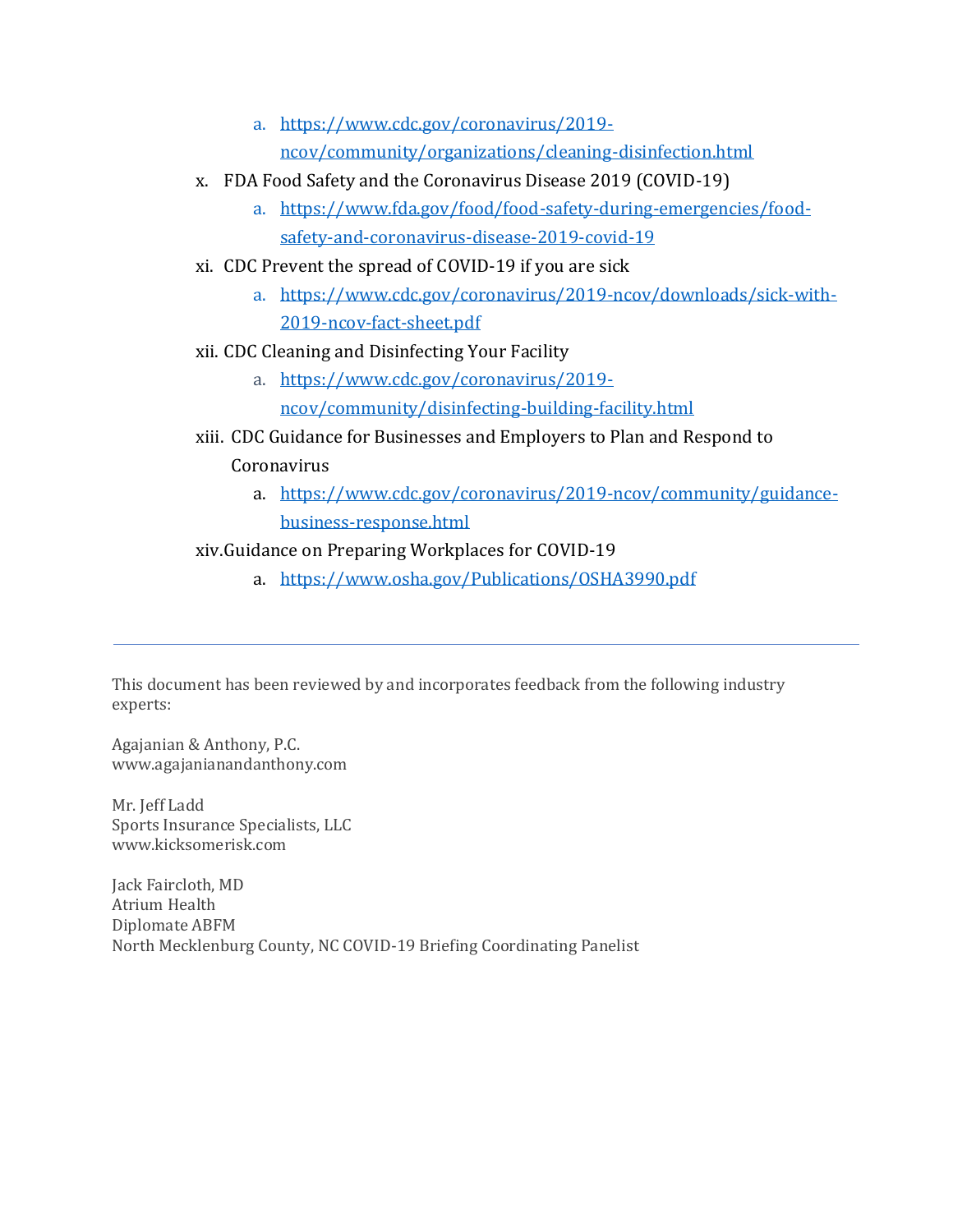a. https://www.cdc.gov/coronavirus/2019-ncov/community/organizations/cleaning-disinfection.html

x. FDA Food Safety and the Coronavirus Disease 2019 (COVID-19)
   a. https://www.fda.gov/food/food-safety-during-emergencies/food-safety-and-coronavirus-disease-2019-covid-19

xi. CDC Prevent the spread of COVID-19 if you are sick
   a. https://www.cdc.gov/coronavirus/2019-ncov/downloads/sick-with-2019-ncov-fact-sheet.pdf

xii. CDC Cleaning and Disinfecting Your Facility
   a. https://www.cdc.gov/coronavirus/2019-ncov/community/disinfecting-building-facility.html

xiii. CDC Guidance for Businesses and Employers to Plan and Respond to Coronavirus
   a. https://www.cdc.gov/coronavirus/2019-ncov/community/guidance-business-response.html

xiv. Guidance on Preparing Workplaces for COVID-19
   a. https://www.osha.gov/Publications/OSHA3990.pdf

---

This document has been reviewed by and incorporates feedback from the following industry experts:

Agajanian & Anthony, P.C.
www.agajanianandanthony.com

Mr. Jeff Ladd
Sports Insurance Specialists, LLC
www.kicksomerisk.com

Jack Faircloth, MD
Atrium Health
Diplomate ABFM
North Mecklenburg County, NC COVID-19 Briefing Coordinating Panelist